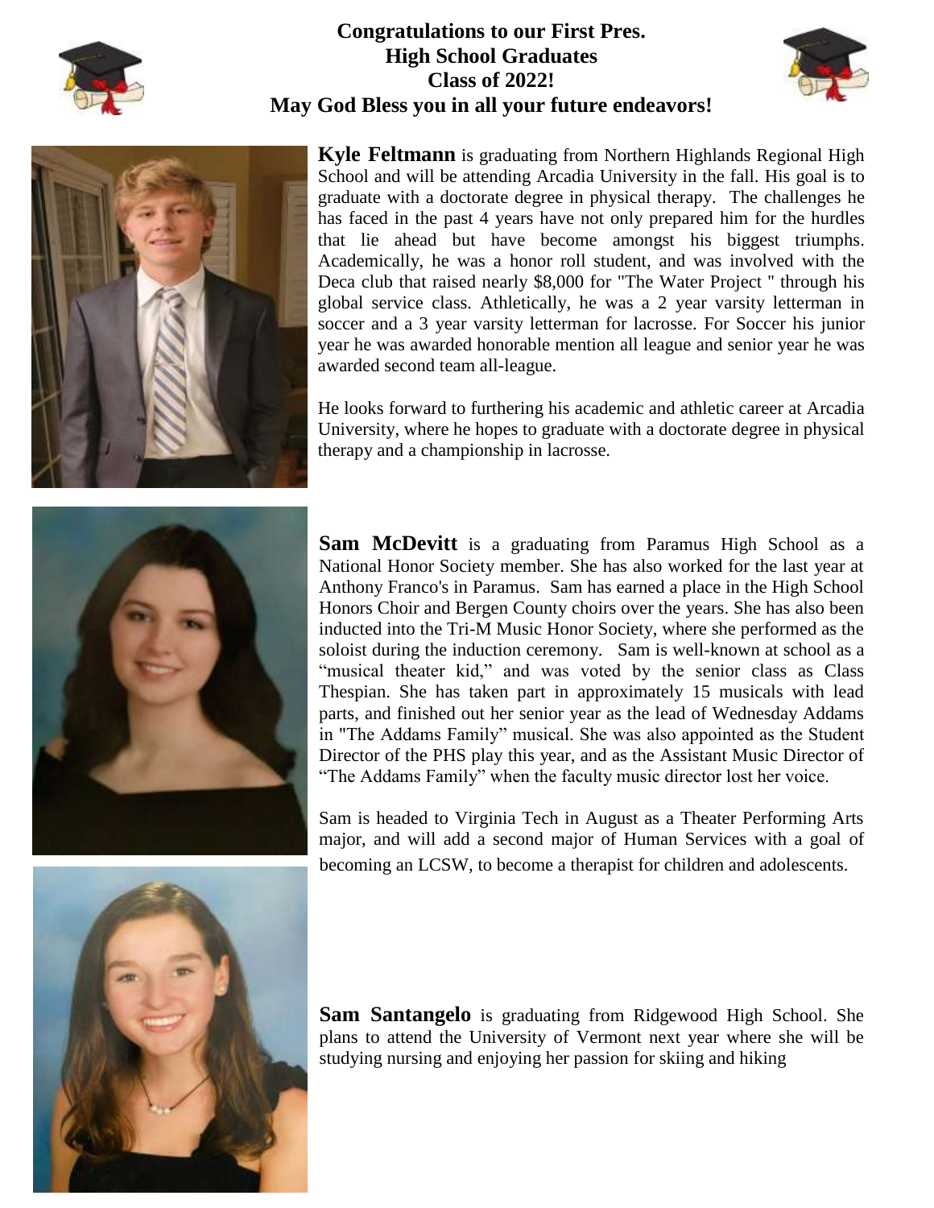# Congratulations to our First Pres. High School Graduates Class of 2022! May God Bless you in all your future endeavors!

**Kyle Feltmann** is graduating from Northern Highlands Regional High School and will be attending Arcadia University in the fall. His goal is to graduate with a doctorate degree in physical therapy. The challenges he has faced in the past 4 years have not only prepared him for the hurdles that lie ahead but have become amongst his biggest triumphs. Academically, he was a honor roll student, and was involved with the Deca club that raised nearly $8,000 for "The Water Project " through his global service class. Athletically, he was a 2 year varsity letterman in soccer and a 3 year varsity letterman for lacrosse. For Soccer his junior year he was awarded honorable mention all league and senior year he was awarded second team all-league.

He looks forward to furthering his academic and athletic career at Arcadia University, where he hopes to graduate with a doctorate degree in physical therapy and a championship in lacrosse.

**Sam McDevitt** is a graduating from Paramus High School as a National Honor Society member. She has also worked for the last year at Anthony Franco's in Paramus. Sam has earned a place in the High School Honors Choir and Bergen County choirs over the years. She has also been inducted into the Tri-M Music Honor Society, where she performed as the soloist during the induction ceremony. Sam is well-known at school as a "musical theater kid," and was voted by the senior class as Class Thespian. She has taken part in approximately 15 musicals with lead parts, and finished out her senior year as the lead of Wednesday Addams in "The Addams Family" musical. She was also appointed as the Student Director of the PHS play this year, and as the Assistant Music Director of "The Addams Family" when the faculty music director lost her voice.

Sam is headed to Virginia Tech in August as a Theater Performing Arts major, and will add a second major of Human Services with a goal of becoming an LCSW, to become a therapist for children and adolescents.

**Sam Santangelo** is graduating from Ridgewood High School. She plans to attend the University of Vermont next year where she will be studying nursing and enjoying her passion for skiing and hiking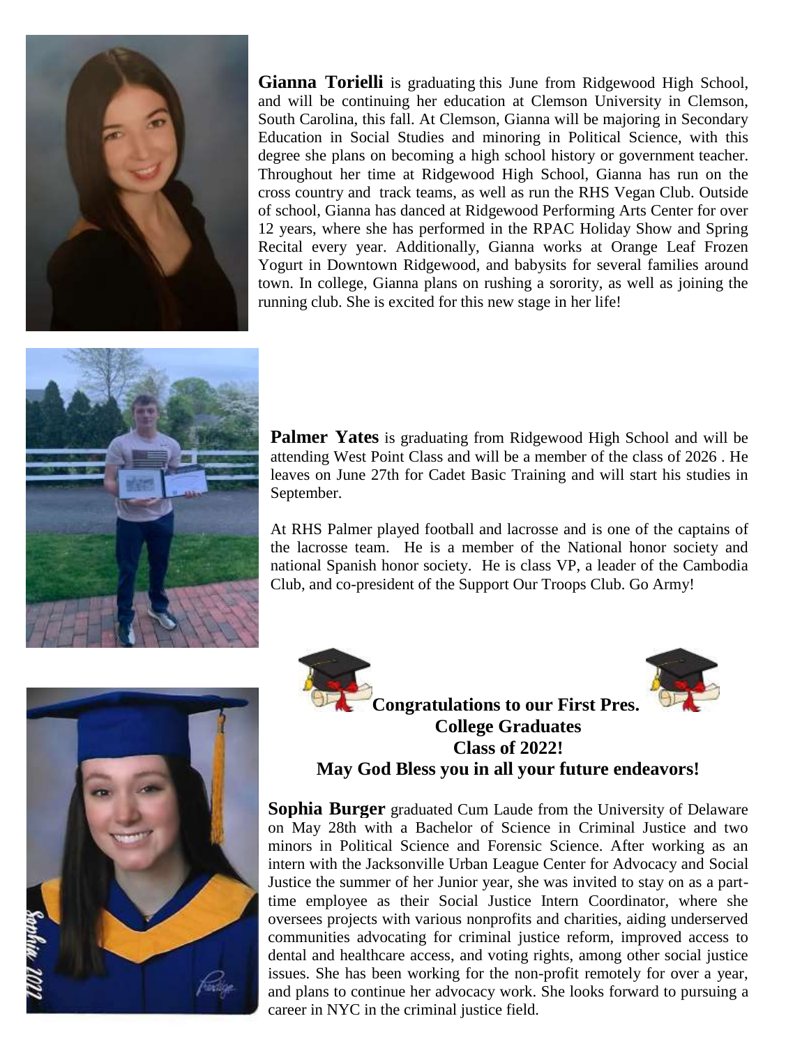**Gianna Torielli** is graduating this June from Ridgewood High School, and will be continuing her education at Clemson University in Clemson, South Carolina, this fall. At Clemson, Gianna will be majoring in Secondary Education in Social Studies and minoring in Political Science, with this degree she plans on becoming a high school history or government teacher. Throughout her time at Ridgewood High School, Gianna has run on the cross country and track teams, as well as run the RHS Vegan Club. Outside of school, Gianna has danced at Ridgewood Performing Arts Center for over 12 years, where she has performed in the RPAC Holiday Show and Spring Recital every year. Additionally, Gianna works at Orange Leaf Frozen Yogurt in Downtown Ridgewood, and babysits for several families around town. In college, Gianna plans on rushing a sorority, as well as joining the running club. She is excited for this new stage in her life!

**Palmer Yates** is graduating from Ridgewood High School and will be attending West Point Class and will be a member of the class of 2026 . He leaves on June 27th for Cadet Basic Training and will start his studies in September.

At RHS Palmer played football and lacrosse and is one of the captains of the lacrosse team. He is a member of the National honor society and national Spanish honor society. He is class VP, a leader of the Cambodia Club, and co-president of the Support Our Troops Club. Go Army!

**Congratulations to our First Pres. College Graduates**
**Class of 2022!**
**May God Bless you in all your future endeavors!**

**Sophia Burger** graduated Cum Laude from the University of Delaware on May 28th with a Bachelor of Science in Criminal Justice and two minors in Political Science and Forensic Science. After working as an intern with the Jacksonville Urban League Center for Advocacy and Social Justice the summer of her Junior year, she was invited to stay on as a part-time employee as their Social Justice Intern Coordinator, where she oversees projects with various nonprofits and charities, aiding underserved communities advocating for criminal justice reform, improved access to dental and healthcare access, and voting rights, among other social justice issues. She has been working for the non-profit remotely for over a year, and plans to continue her advocacy work. She looks forward to pursuing a career in NYC in the criminal justice field.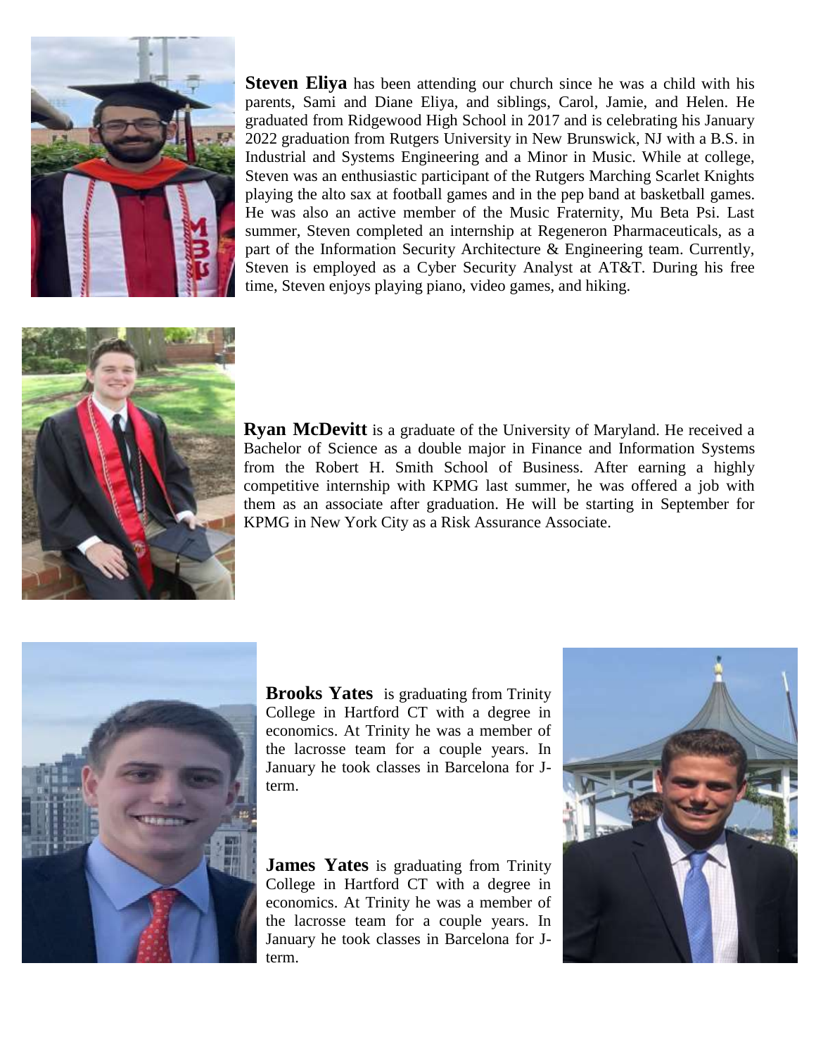**Steven Eliya** has been attending our church since he was a child with his parents, Sami and Diane Eliya, and siblings, Carol, Jamie, and Helen. He graduated from Ridgewood High School in 2017 and is celebrating his January 2022 graduation from Rutgers University in New Brunswick, NJ with a B.S. in Industrial and Systems Engineering and a Minor in Music. While at college, Steven was an enthusiastic participant of the Rutgers Marching Scarlet Knights playing the alto sax at football games and in the pep band at basketball games. He was also an active member of the Music Fraternity, Mu Beta Psi. Last summer, Steven completed an internship at Regeneron Pharmaceuticals, as a part of the Information Security Architecture & Engineering team. Currently, Steven is employed as a Cyber Security Analyst at AT&T. During his free time, Steven enjoys playing piano, video games, and hiking.

**Ryan McDevitt** is a graduate of the University of Maryland. He received a Bachelor of Science as a double major in Finance and Information Systems from the Robert H. Smith School of Business. After earning a highly competitive internship with KPMG last summer, he was offered a job with them as an associate after graduation. He will be starting in September for KPMG in New York City as a Risk Assurance Associate.

**Brooks Yates** is graduating from Trinity College in Hartford CT with a degree in economics. At Trinity he was a member of the lacrosse team for a couple years. In January he took classes in Barcelona for J-term.

**James Yates** is graduating from Trinity College in Hartford CT with a degree in economics. At Trinity he was a member of the lacrosse team for a couple years. In January he took classes in Barcelona for J-term.